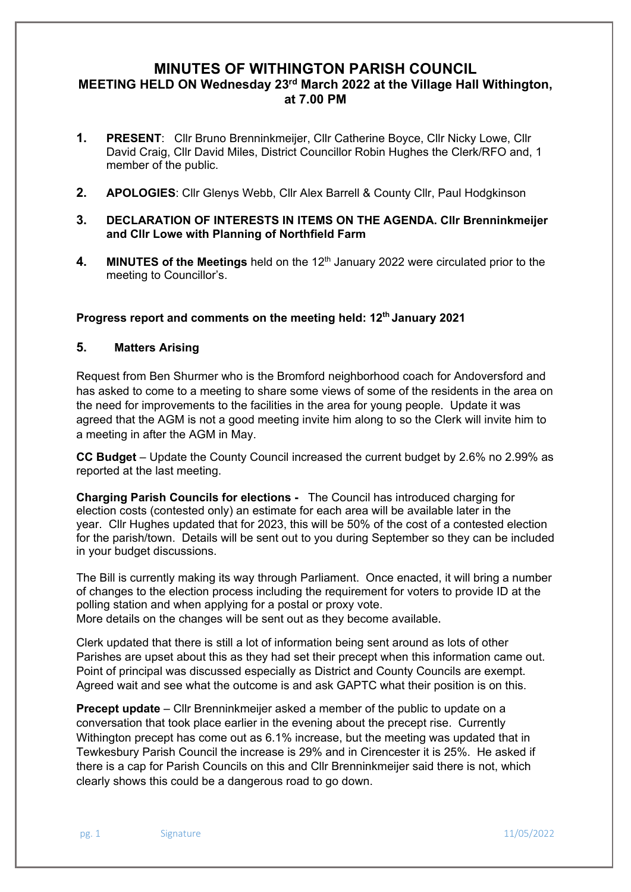# MINUTES OF WITHINGTON PARISH COUNCIL

## MEETING HELD ON Wednesday 23rd March 2022 at the Village Hall Withington, at 7.00 PM

1. **PRESENT**: Cllr Bruno Brenninkmeijer, Cllr Catherine Boyce, Cllr Nicky Lowe, Cllr David Craig, Cllr David Miles, District Councillor Robin Hughes the Clerk/RFO and, 1 member of the public.

2. **APOLOGIES**: Cllr Glenys Webb, Cllr Alex Barrell & County Cllr, Paul Hodgkinson

3. **DECLARATION OF INTERESTS IN ITEMS ON THE AGENDA. Cllr Brenninkmeijer and Cllr Lowe with Planning of Northfield Farm**

4. **MINUTES of the Meetings** held on the 12th January 2022 were circulated prior to the meeting to Councillor's.

**Progress report and comments on the meeting held: 12th January 2021**

### 5. Matters Arising

Request from Ben Shurmer who is the Bromford neighborhood coach for Andoversford and has asked to come to a meeting to share some views of some of the residents in the area on the need for improvements to the facilities in the area for young people. Update it was agreed that the AGM is not a good meeting invite him along to so the Clerk will invite him to a meeting in after the AGM in May.

**CC Budget** – Update the County Council increased the current budget by 2.6% no 2.99% as reported at the last meeting.

**Charging Parish Councils for elections -** The Council has introduced charging for election costs (contested only) an estimate for each area will be available later in the year. Cllr Hughes updated that for 2023, this will be 50% of the cost of a contested election for the parish/town. Details will be sent out to you during September so they can be included in your budget discussions.

The Bill is currently making its way through Parliament. Once enacted, it will bring a number of changes to the election process including the requirement for voters to provide ID at the polling station and when applying for a postal or proxy vote.
More details on the changes will be sent out as they become available.

Clerk updated that there is still a lot of information being sent around as lots of other Parishes are upset about this as they had set their precept when this information came out. Point of principal was discussed especially as District and County Councils are exempt. Agreed wait and see what the outcome is and ask GAPTC what their position is on this.

**Precept update** – Cllr Brenninkmeijer asked a member of the public to update on a conversation that took place earlier in the evening about the precept rise. Currently Withington precept has come out as 6.1% increase, but the meeting was updated that in Tewkesbury Parish Council the increase is 29% and in Cirencester it is 25%. He asked if there is a cap for Parish Councils on this and Cllr Brenninkmeijer said there is not, which clearly shows this could be a dangerous road to go down.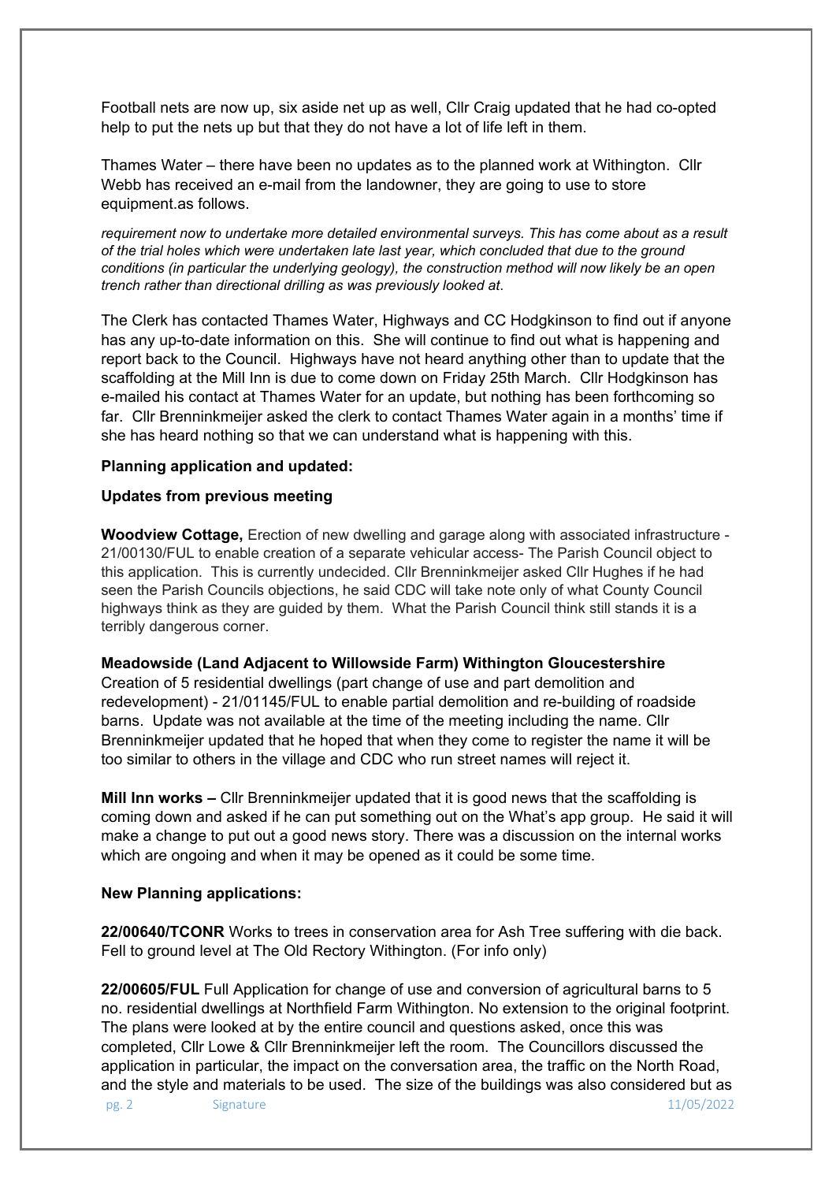Football nets are now up, six aside net up as well, Cllr Craig updated that he had co-opted help to put the nets up but that they do not have a lot of life left in them.

Thames Water – there have been no updates as to the planned work at Withington. Cllr Webb has received an e-mail from the landowner, they are going to use to store equipment.as follows.

*requirement now to undertake more detailed environmental surveys. This has come about as a result of the trial holes which were undertaken late last year, which concluded that due to the ground conditions (in particular the underlying geology), the construction method will now likely be an open trench rather than directional drilling as was previously looked at*.

The Clerk has contacted Thames Water, Highways and CC Hodgkinson to find out if anyone has any up-to-date information on this. She will continue to find out what is happening and report back to the Council. Highways have not heard anything other than to update that the scaffolding at the Mill Inn is due to come down on Friday 25th March. Cllr Hodgkinson has e-mailed his contact at Thames Water for an update, but nothing has been forthcoming so far. Cllr Brenninkmeijer asked the clerk to contact Thames Water again in a months' time if she has heard nothing so that we can understand what is happening with this.

**Planning application and updated:**

**Updates from previous meeting**

**Woodview Cottage,** Erection of new dwelling and garage along with associated infrastructure - 21/00130/FUL to enable creation of a separate vehicular access- The Parish Council object to this application. This is currently undecided. Cllr Brenninkmeijer asked Cllr Hughes if he had seen the Parish Councils objections, he said CDC will take note only of what County Council highways think as they are guided by them. What the Parish Council think still stands it is a terribly dangerous corner.

**Meadowside (Land Adjacent to Willowside Farm) Withington Gloucestershire**
Creation of 5 residential dwellings (part change of use and part demolition and redevelopment) - 21/01145/FUL to enable partial demolition and re-building of roadside barns. Update was not available at the time of the meeting including the name. Cllr Brenninkmeijer updated that he hoped that when they come to register the name it will be too similar to others in the village and CDC who run street names will reject it.

**Mill Inn works –** Cllr Brenninkmeijer updated that it is good news that the scaffolding is coming down and asked if he can put something out on the What's app group. He said it will make a change to put out a good news story. There was a discussion on the internal works which are ongoing and when it may be opened as it could be some time.

**New Planning applications:**

**22/00640/TCONR** Works to trees in conservation area for Ash Tree suffering with die back. Fell to ground level at The Old Rectory Withington. (For info only)

**22/00605/FUL** Full Application for change of use and conversion of agricultural barns to 5 no. residential dwellings at Northfield Farm Withington. No extension to the original footprint. The plans were looked at by the entire council and questions asked, once this was completed, Cllr Lowe & Cllr Brenninkmeijer left the room. The Councillors discussed the application in particular, the impact on the conversation area, the traffic on the North Road, and the style and materials to be used. The size of the buildings was also considered but as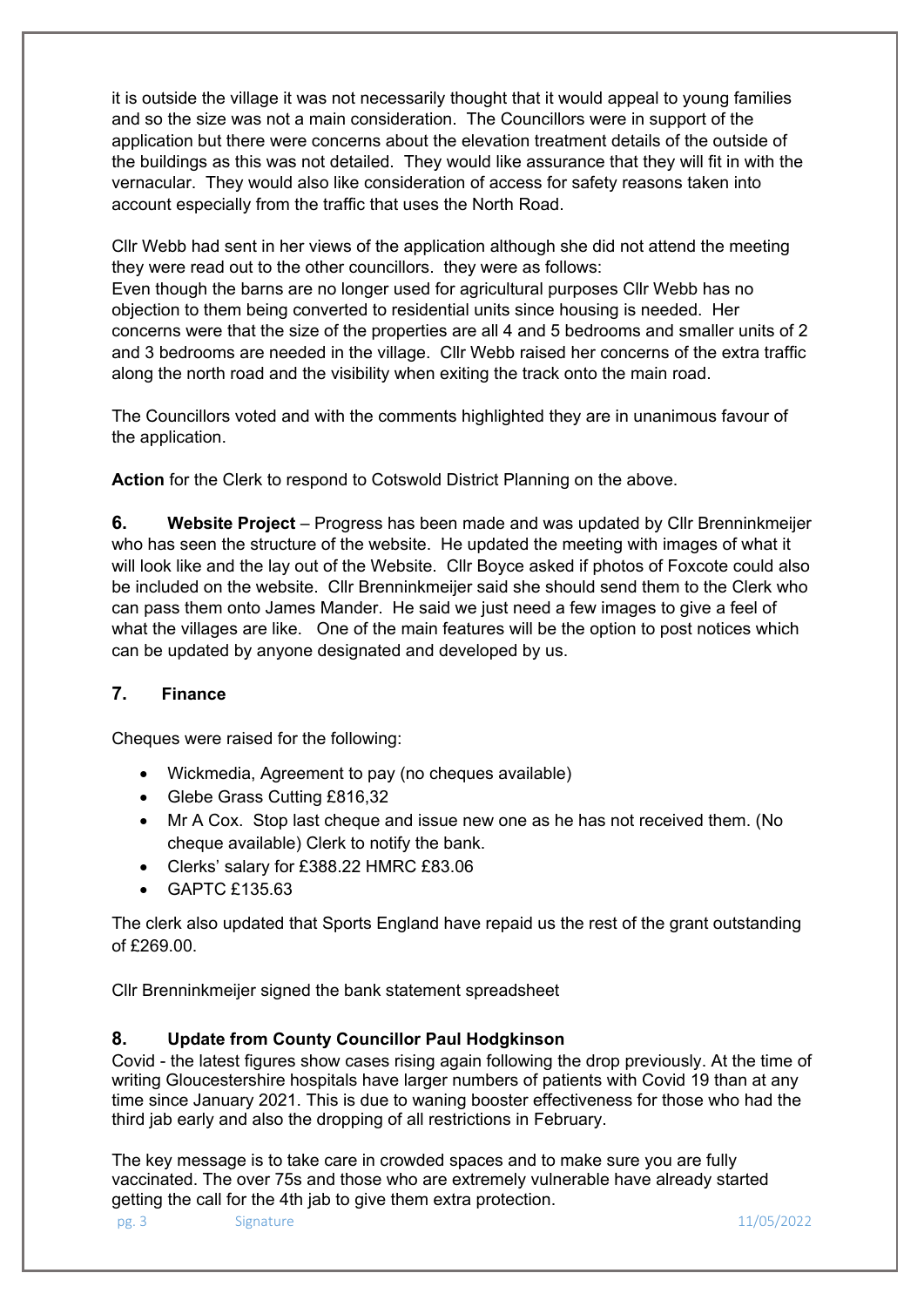it is outside the village it was not necessarily thought that it would appeal to young families and so the size was not a main consideration. The Councillors were in support of the application but there were concerns about the elevation treatment details of the outside of the buildings as this was not detailed. They would like assurance that they will fit in with the vernacular. They would also like consideration of access for safety reasons taken into account especially from the traffic that uses the North Road.

Cllr Webb had sent in her views of the application although she did not attend the meeting they were read out to the other councillors. they were as follows:
Even though the barns are no longer used for agricultural purposes Cllr Webb has no objection to them being converted to residential units since housing is needed. Her concerns were that the size of the properties are all 4 and 5 bedrooms and smaller units of 2 and 3 bedrooms are needed in the village. Cllr Webb raised her concerns of the extra traffic along the north road and the visibility when exiting the track onto the main road.

The Councillors voted and with the comments highlighted they are in unanimous favour of the application.

**Action** for the Clerk to respond to Cotswold District Planning on the above.

**6. Website Project** – Progress has been made and was updated by Cllr Brenninkmeijer who has seen the structure of the website. He updated the meeting with images of what it will look like and the lay out of the Website. Cllr Boyce asked if photos of Foxcote could also be included on the website. Cllr Brenninkmeijer said she should send them to the Clerk who can pass them onto James Mander. He said we just need a few images to give a feel of what the villages are like. One of the main features will be the option to post notices which can be updated by anyone designated and developed by us.

## 7. Finance

Cheques were raised for the following:

- Wickmedia, Agreement to pay (no cheques available)
- Glebe Grass Cutting £816,32
- Mr A Cox. Stop last cheque and issue new one as he has not received them. (No cheque available) Clerk to notify the bank.
- Clerks' salary for £388.22 HMRC £83.06
- GAPTC £135.63

The clerk also updated that Sports England have repaid us the rest of the grant outstanding of £269.00.

Cllr Brenninkmeijer signed the bank statement spreadsheet

## 8. Update from County Councillor Paul Hodgkinson

Covid - the latest figures show cases rising again following the drop previously. At the time of writing Gloucestershire hospitals have larger numbers of patients with Covid 19 than at any time since January 2021. This is due to waning booster effectiveness for those who had the third jab early and also the dropping of all restrictions in February.

The key message is to take care in crowded spaces and to make sure you are fully vaccinated. The over 75s and those who are extremely vulnerable have already started getting the call for the 4th jab to give them extra protection.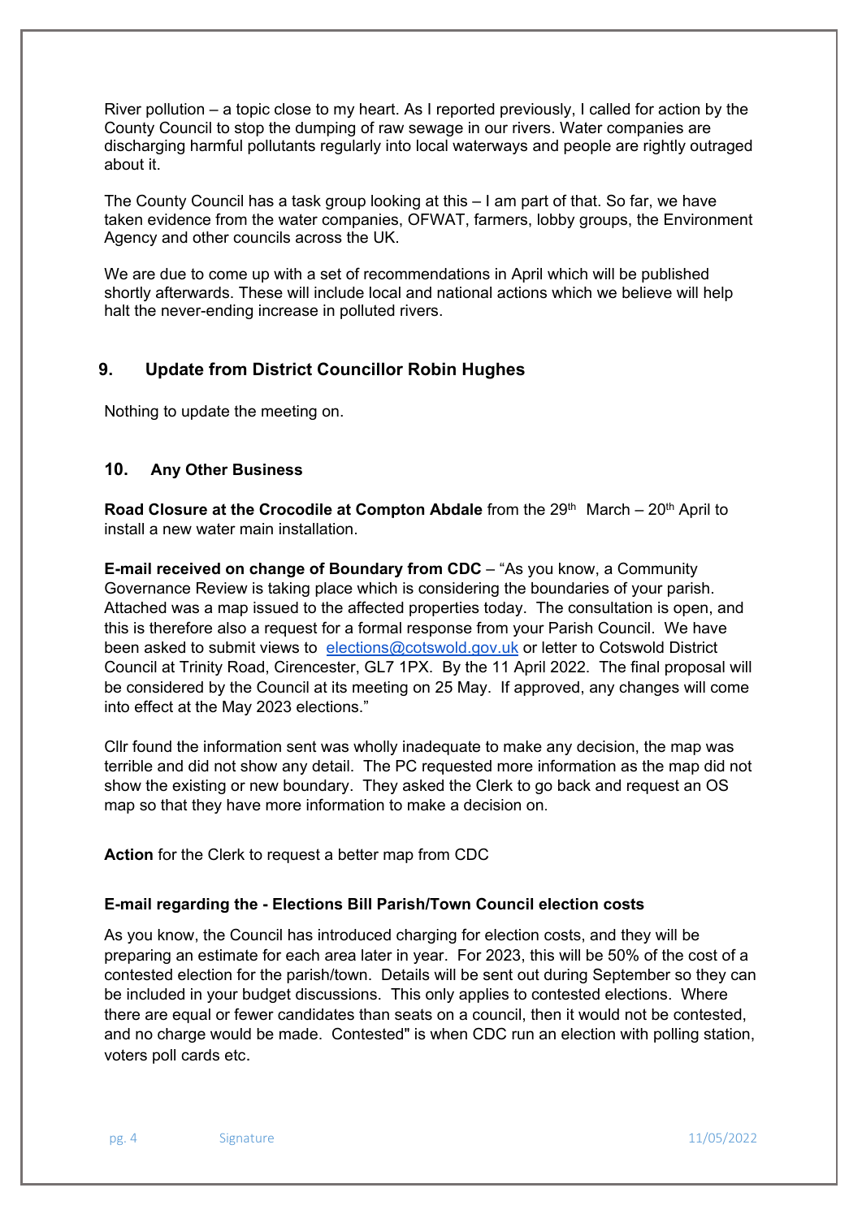River pollution – a topic close to my heart. As I reported previously, I called for action by the County Council to stop the dumping of raw sewage in our rivers. Water companies are discharging harmful pollutants regularly into local waterways and people are rightly outraged about it.

The County Council has a task group looking at this – I am part of that. So far, we have taken evidence from the water companies, OFWAT, farmers, lobby groups, the Environment Agency and other councils across the UK.

We are due to come up with a set of recommendations in April which will be published shortly afterwards. These will include local and national actions which we believe will help halt the never-ending increase in polluted rivers.

## 9. Update from District Councillor Robin Hughes

Nothing to update the meeting on.

## 10. Any Other Business

**Road Closure at the Crocodile at Compton Abdale** from the 29th March – 20th April to install a new water main installation.

**E-mail received on change of Boundary from CDC** – "As you know, a Community Governance Review is taking place which is considering the boundaries of your parish. Attached was a map issued to the affected properties today. The consultation is open, and this is therefore also a request for a formal response from your Parish Council. We have been asked to submit views to elections@cotswold.gov.uk or letter to Cotswold District Council at Trinity Road, Cirencester, GL7 1PX. By the 11 April 2022. The final proposal will be considered by the Council at its meeting on 25 May. If approved, any changes will come into effect at the May 2023 elections."

Cllr found the information sent was wholly inadequate to make any decision, the map was terrible and did not show any detail. The PC requested more information as the map did not show the existing or new boundary. They asked the Clerk to go back and request an OS map so that they have more information to make a decision on.

**Action** for the Clerk to request a better map from CDC

**E-mail regarding the - Elections Bill Parish/Town Council election costs**

As you know, the Council has introduced charging for election costs, and they will be preparing an estimate for each area later in year. For 2023, this will be 50% of the cost of a contested election for the parish/town. Details will be sent out during September so they can be included in your budget discussions. This only applies to contested elections. Where there are equal or fewer candidates than seats on a council, then it would not be contested, and no charge would be made. Contested" is when CDC run an election with polling station, voters poll cards etc.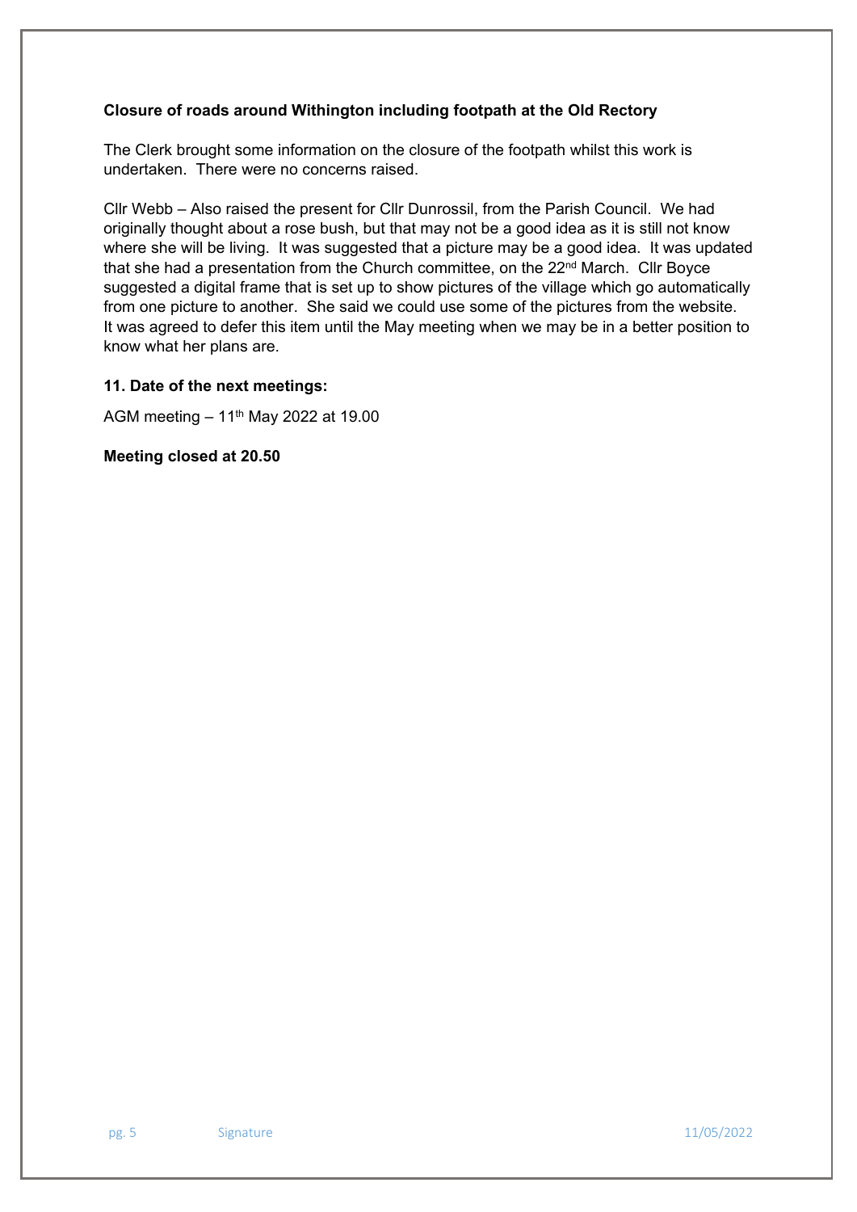**Closure of roads around Withington including footpath at the Old Rectory**

The Clerk brought some information on the closure of the footpath whilst this work is undertaken. There were no concerns raised.

Cllr Webb – Also raised the present for Cllr Dunrossil, from the Parish Council. We had originally thought about a rose bush, but that may not be a good idea as it is still not know where she will be living. It was suggested that a picture may be a good idea. It was updated that she had a presentation from the Church committee, on the 22nd March. Cllr Boyce suggested a digital frame that is set up to show pictures of the village which go automatically from one picture to another. She said we could use some of the pictures from the website. It was agreed to defer this item until the May meeting when we may be in a better position to know what her plans are.

**11. Date of the next meetings:**

AGM meeting – 11th May 2022 at 19.00

**Meeting closed at 20.50**

Signature

11/05/2022